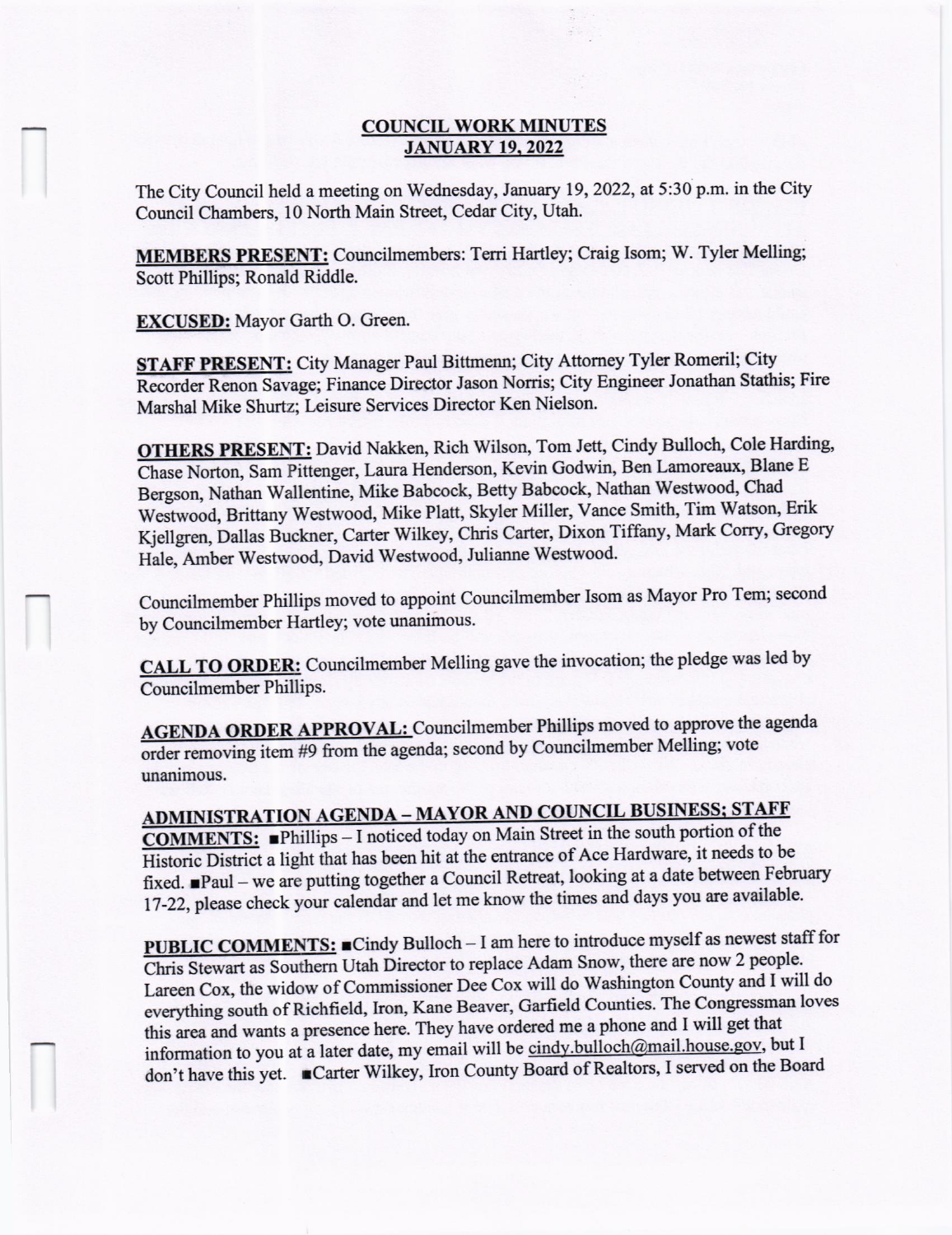# COUNCIL WORK MINUTES
## JANUARY 19, 2022

The City Council held a meeting on Wednesday, January 19, 2022, at 5:30 p.m. in the City Council Chambers, 10 North Main Street, Cedar City, Utah.

**MEMBERS PRESENT:** Councilmembers: Terri Hartley; Craig Isom; W. Tyler Melling; Scott Phillips; Ronald Riddle.

**EXCUSED:** Mayor Garth O. Green.

**STAFF PRESENT:** City Manager Paul Bittmenn; City Attorney Tyler Romeril; City Recorder Renon Savage; Finance Director Jason Norris; City Engineer Jonathan Stathis; Fire Marshal Mike Shurtz; Leisure Services Director Ken Nielson.

**OTHERS PRESENT:** David Nakken, Rich Wilson, Tom Jett, Cindy Bulloch, Cole Harding, Chase Norton, Sam Pittenger, Laura Henderson, Kevin Godwin, Ben Lamoreaux, Blane E Bergson, Nathan Wallentine, Mike Babcock, Betty Babcock, Nathan Westwood, Chad Westwood, Brittany Westwood, Mike Platt, Skyler Miller, Vance Smith, Tim Watson, Erik Kjellgren, Dallas Buckner, Carter Wilkey, Chris Carter, Dixon Tiffany, Mark Corry, Gregory Hale, Amber Westwood, David Westwood, Julianne Westwood.

Councilmember Phillips moved to appoint Councilmember Isom as Mayor Pro Tem; second by Councilmember Hartley; vote unanimous.

**CALL TO ORDER:** Councilmember Melling gave the invocation; the pledge was led by Councilmember Phillips.

**AGENDA ORDER APPROVAL:** Councilmember Phillips moved to approve the agenda order removing item #9 from the agenda; second by Councilmember Melling; vote unanimous.

**ADMINISTRATION AGENDA – MAYOR AND COUNCIL BUSINESS; STAFF COMMENTS:** ■Phillips – I noticed today on Main Street in the south portion of the Historic District a light that has been hit at the entrance of Ace Hardware, it needs to be fixed. ■Paul – we are putting together a Council Retreat, looking at a date between February 17-22, please check your calendar and let me know the times and days you are available.

**PUBLIC COMMENTS:** ■Cindy Bulloch – I am here to introduce myself as newest staff for Chris Stewart as Southern Utah Director to replace Adam Snow, there are now 2 people. Lareen Cox, the widow of Commissioner Dee Cox will do Washington County and I will do everything south of Richfield, Iron, Kane Beaver, Garfield Counties. The Congressman loves this area and wants a presence here. They have ordered me a phone and I will get that information to you at a later date, my email will be cindy.bulloch@mail.house.gov, but I don't have this yet. ■Carter Wilkey, Iron County Board of Realtors, I served on the Board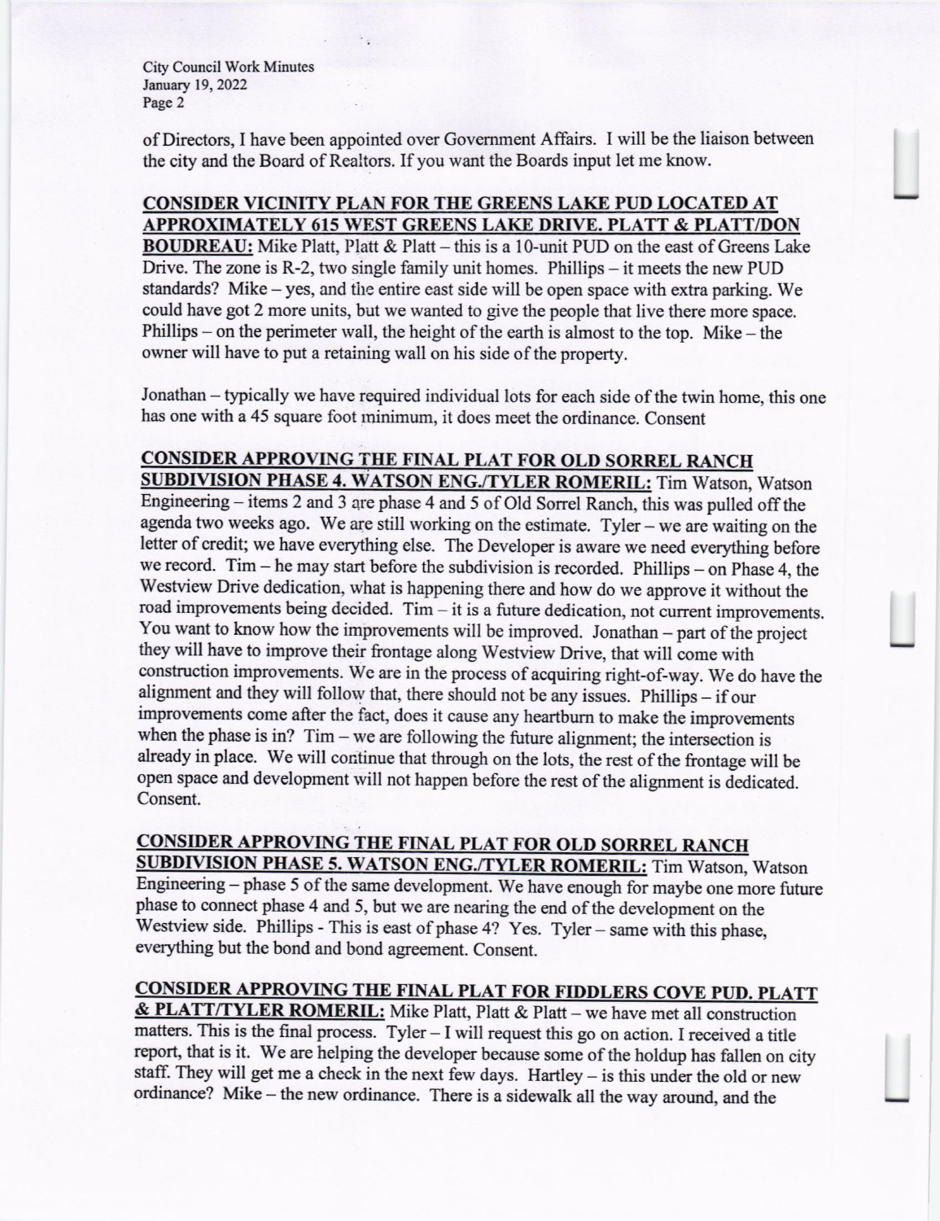of Directors, I have been appointed over Government Affairs. I will be the liaison between the city and the Board of Realtors. If you want the Boards input let me know.

**CONSIDER VICINITY PLAN FOR THE GREENS LAKE PUD LOCATED AT APPROXIMATELY 615 WEST GREENS LAKE DRIVE. PLATT & PLATT/DON BOUDREAU:** Mike Platt, Platt & Platt – this is a 10-unit PUD on the east of Greens Lake Drive. The zone is R-2, two single family unit homes. Phillips – it meets the new PUD standards? Mike – yes, and the entire east side will be open space with extra parking. We could have got 2 more units, but we wanted to give the people that live there more space. Phillips – on the perimeter wall, the height of the earth is almost to the top. Mike – the owner will have to put a retaining wall on his side of the property.

Jonathan – typically we have required individual lots for each side of the twin home, this one has one with a 45 square foot minimum, it does meet the ordinance. Consent

**CONSIDER APPROVING THE FINAL PLAT FOR OLD SORREL RANCH SUBDIVISION PHASE 4. WATSON ENG./TYLER ROMERIL:** Tim Watson, Watson Engineering – items 2 and 3 are phase 4 and 5 of Old Sorrel Ranch, this was pulled off the agenda two weeks ago. We are still working on the estimate. Tyler – we are waiting on the letter of credit; we have everything else. The Developer is aware we need everything before we record. Tim – he may start before the subdivision is recorded. Phillips – on Phase 4, the Westview Drive dedication, what is happening there and how do we approve it without the road improvements being decided. Tim – it is a future dedication, not current improvements. You want to know how the improvements will be improved. Jonathan – part of the project they will have to improve their frontage along Westview Drive, that will come with construction improvements. We are in the process of acquiring right-of-way. We do have the alignment and they will follow that, there should not be any issues. Phillips – if our improvements come after the fact, does it cause any heartburn to make the improvements when the phase is in? Tim – we are following the future alignment; the intersection is already in place. We will continue that through on the lots, the rest of the frontage will be open space and development will not happen before the rest of the alignment is dedicated. Consent.

**CONSIDER APPROVING THE FINAL PLAT FOR OLD SORREL RANCH SUBDIVISION PHASE 5. WATSON ENG./TYLER ROMERIL:** Tim Watson, Watson Engineering – phase 5 of the same development. We have enough for maybe one more future phase to connect phase 4 and 5, but we are nearing the end of the development on the Westview side. Phillips - This is east of phase 4? Yes. Tyler – same with this phase, everything but the bond and bond agreement. Consent.

**CONSIDER APPROVING THE FINAL PLAT FOR FIDDLERS COVE PUD. PLATT & PLATT/TYLER ROMERIL:** Mike Platt, Platt & Platt – we have met all construction matters. This is the final process. Tyler – I will request this go on action. I received a title report, that is it. We are helping the developer because some of the holdup has fallen on city staff. They will get me a check in the next few days. Hartley – is this under the old or new ordinance? Mike – the new ordinance. There is a sidewalk all the way around, and the